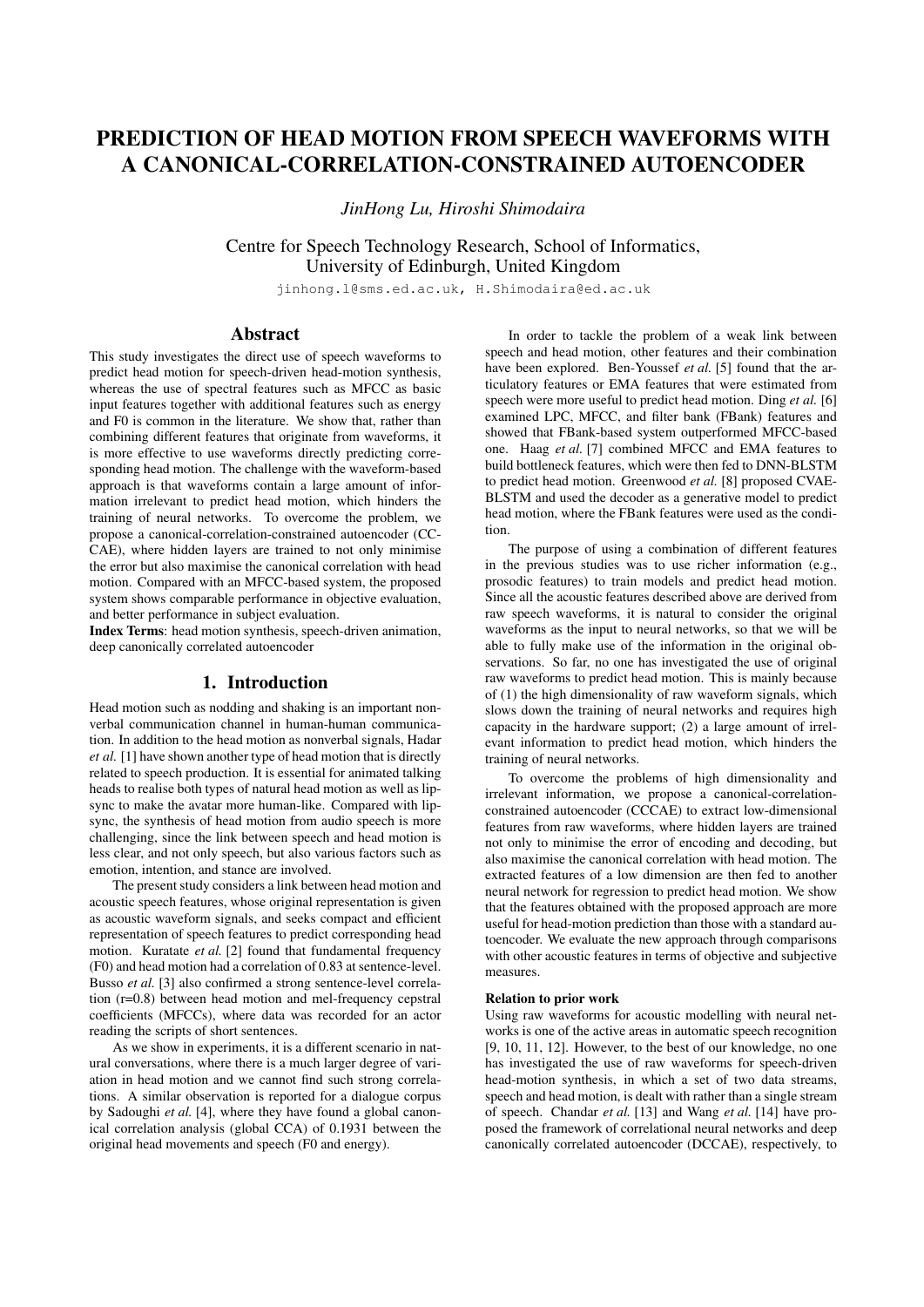# PREDICTION OF HEAD MOTION FROM SPEECH WAVEFORMS WITH A CANONICAL-CORRELATION-CONSTRAINED AUTOENCODER

*JinHong Lu, Hiroshi Shimodaira*

Centre for Speech Technology Research, School of Informatics,
University of Edinburgh, United Kingdom

jinhong.l@sms.ed.ac.uk, H.Shimodaira@ed.ac.uk

## Abstract

This study investigates the direct use of speech waveforms to predict head motion for speech-driven head-motion synthesis, whereas the use of spectral features such as MFCC as basic input features together with additional features such as energy and F0 is common in the literature. We show that, rather than combining different features that originate from waveforms, it is more effective to use waveforms directly predicting corresponding head motion. The challenge with the waveform-based approach is that waveforms contain a large amount of information irrelevant to predict head motion, which hinders the training of neural networks. To overcome the problem, we propose a canonical-correlation-constrained autoencoder (CCCAE), where hidden layers are trained to not only minimise the error but also maximise the canonical correlation with head motion. Compared with an MFCC-based system, the proposed system shows comparable performance in objective evaluation, and better performance in subject evaluation.

**Index Terms**: head motion synthesis, speech-driven animation, deep canonically correlated autoencoder

## 1. Introduction

Head motion such as nodding and shaking is an important non-verbal communication channel in human-human communication. In addition to the head motion as nonverbal signals, Hadar *et al.* [1] have shown another type of head motion that is directly related to speech production. It is essential for animated talking heads to realise both types of natural head motion as well as lip-sync to make the avatar more human-like. Compared with lip-sync, the synthesis of head motion from audio speech is more challenging, since the link between speech and head motion is less clear, and not only speech, but also various factors such as emotion, intention, and stance are involved.

The present study considers a link between head motion and acoustic speech features, whose original representation is given as acoustic waveform signals, and seeks compact and efficient representation of speech features to predict corresponding head motion. Kuratate *et al.* [2] found that fundamental frequency (F0) and head motion had a correlation of 0.83 at sentence-level. Busso *et al.* [3] also confirmed a strong sentence-level correlation (r=0.8) between head motion and mel-frequency cepstral coefficients (MFCCs), where data was recorded for an actor reading the scripts of short sentences.

As we show in experiments, it is a different scenario in natural conversations, where there is a much larger degree of variation in head motion and we cannot find such strong correlations. A similar observation is reported for a dialogue corpus by Sadoughi *et al.* [4], where they have found a global canonical correlation analysis (global CCA) of 0.1931 between the original head movements and speech (F0 and energy).

In order to tackle the problem of a weak link between speech and head motion, other features and their combination have been explored. Ben-Youssef *et al.* [5] found that the articulatory features or EMA features that were estimated from speech were more useful to predict head motion. Ding *et al.* [6] examined LPC, MFCC, and filter bank (FBank) features and showed that FBank-based system outperformed MFCC-based one. Haag *et al.* [7] combined MFCC and EMA features to build bottleneck features, which were then fed to DNN-BLSTM to predict head motion. Greenwood *et al.* [8] proposed CVAE-BLSTM and used the decoder as a generative model to predict head motion, where the FBank features were used as the condition.

The purpose of using a combination of different features in the previous studies was to use richer information (e.g., prosodic features) to train models and predict head motion. Since all the acoustic features described above are derived from raw speech waveforms, it is natural to consider the original waveforms as the input to neural networks, so that we will be able to fully make use of the information in the original observations. So far, no one has investigated the use of original raw waveforms to predict head motion. This is mainly because of (1) the high dimensionality of raw waveform signals, which slows down the training of neural networks and requires high capacity in the hardware support; (2) a large amount of irrelevant information to predict head motion, which hinders the training of neural networks.

To overcome the problems of high dimensionality and irrelevant information, we propose a canonical-correlation-constrained autoencoder (CCCAE) to extract low-dimensional features from raw waveforms, where hidden layers are trained not only to minimise the error of encoding and decoding, but also maximise the canonical correlation with head motion. The extracted features of a low dimension are then fed to another neural network for regression to predict head motion. We show that the features obtained with the proposed approach are more useful for head-motion prediction than those with a standard autoencoder. We evaluate the new approach through comparisons with other acoustic features in terms of objective and subjective measures.

#### Relation to prior work

Using raw waveforms for acoustic modelling with neural networks is one of the active areas in automatic speech recognition [9, 10, 11, 12]. However, to the best of our knowledge, no one has investigated the use of raw waveforms for speech-driven head-motion synthesis, in which a set of two data streams, speech and head motion, is dealt with rather than a single stream of speech. Chandar *et al.* [13] and Wang *et al.* [14] have proposed the framework of correlational neural networks and deep canonically correlated autoencoder (DCCAE), respectively, to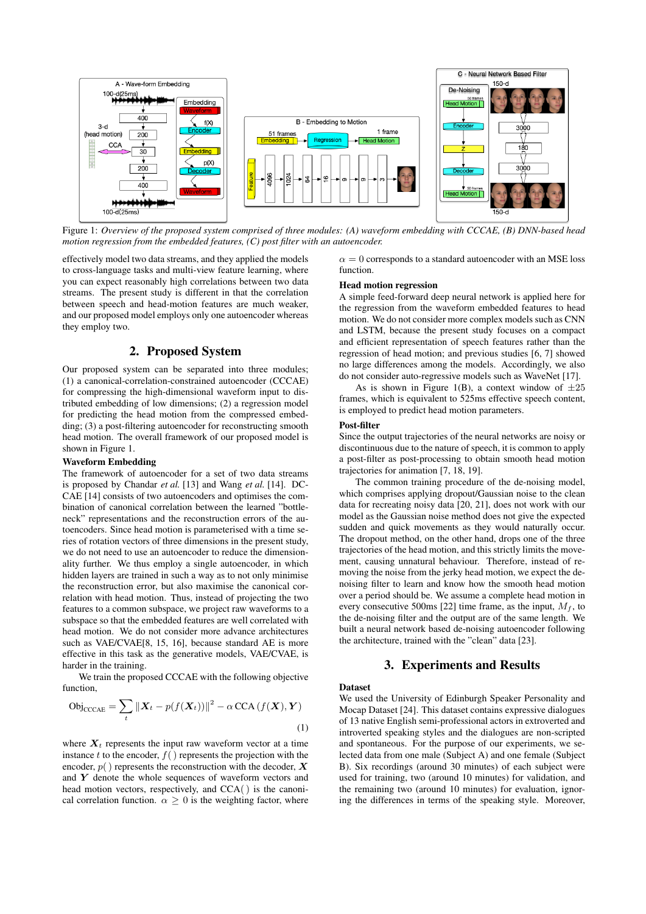Figure 1: *Overview of the proposed system comprised of three modules: (A) waveform embedding with CCCAE, (B) DNN-based head motion regression from the embedded features, (C) post filter with an autoencoder.*

effectively model two data streams, and they applied the models to cross-language tasks and multi-view feature learning, where you can expect reasonably high correlations between two data streams. The present study is different in that the correlation between speech and head-motion features are much weaker, and our proposed model employs only one autoencoder whereas they employ two.

## 2. Proposed System

Our proposed system can be separated into three modules; (1) a canonical-correlation-constrained autoencoder (CCCAE) for compressing the high-dimensional waveform input to distributed embedding of low dimensions; (2) a regression model for predicting the head motion from the compressed embedding; (3) a post-filtering autoencoder for reconstructing smooth head motion. The overall framework of our proposed model is shown in Figure 1.

### Waveform Embedding

The framework of autoencoder for a set of two data streams is proposed by Chandar *et al.* [13] and Wang *et al.* [14]. DCCAE [14] consists of two autoencoders and optimises the combination of canonical correlation between the learned "bottleneck" representations and the reconstruction errors of the autoencoders. Since head motion is parameterised with a time series of rotation vectors of three dimensions in the present study, we do not need to use an autoencoder to reduce the dimensionality further. We thus employ a single autoencoder, in which hidden layers are trained in such a way as to not only minimise the reconstruction error, but also maximise the canonical correlation with head motion. Thus, instead of projecting the two features to a common subspace, we project raw waveforms to a subspace so that the embedded features are well correlated with head motion. We do not consider more advance architectures such as VAE/CVAE[8, 15, 16], because standard AE is more effective in this task as the generative models, VAE/CVAE, is harder in the training.

We train the proposed CCCAE with the following objective function,

$$\text{Obj}_{\text{CCCAE}} = \sum_t \|\boldsymbol{X}_t - p(f(\boldsymbol{X}_t))\|^2 - \alpha \,\text{CCA}\,(f(\boldsymbol{X}), \boldsymbol{Y}) \quad (1)$$

where $\boldsymbol{X}_t$ represents the input raw waveform vector at a time instance $t$ to the encoder, $f()$ represents the projection with the encoder, $p()$ represents the reconstruction with the decoder, $\boldsymbol{X}$ and $\boldsymbol{Y}$ denote the whole sequences of waveform vectors and head motion vectors, respectively, and CCA( ) is the canonical correlation function. $\alpha \geq 0$ is the weighting factor, where $\alpha = 0$ corresponds to a standard autoencoder with an MSE loss function.

### Head motion regression

A simple feed-forward deep neural network is applied here for the regression from the waveform embedded features to head motion. We do not consider more complex models such as CNN and LSTM, because the present study focuses on a compact and efficient representation of speech features rather than the regression of head motion; and previous studies [6, 7] showed no large differences among the models. Accordingly, we also do not consider auto-regressive models such as WaveNet [17].

As is shown in Figure 1(B), a context window of $\pm 25$ frames, which is equivalent to 525ms effective speech content, is employed to predict head motion parameters.

### Post-filter

Since the output trajectories of the neural networks are noisy or discontinuous due to the nature of speech, it is common to apply a post-filter as post-processing to obtain smooth head motion trajectories for animation [7, 18, 19].

The common training procedure of the de-noising model, which comprises applying dropout/Gaussian noise to the clean data for recreating noisy data [20, 21], does not work with our model as the Gaussian noise method does not give the expected sudden and quick movements as they would naturally occur. The dropout method, on the other hand, drops one of the three trajectories of the head motion, and this strictly limits the movement, causing unnatural behaviour. Therefore, instead of removing the noise from the jerky head motion, we expect the de-noising filter to learn and know how the smooth head motion over a period should be. We assume a complete head motion in every consecutive 500ms [22] time frame, as the input, $M_f$, to the de-noising filter and the output are of the same length. We built a neural network based de-noising autoencoder following the architecture, trained with the "clean" data [23].

## 3. Experiments and Results

### Dataset

We used the University of Edinburgh Speaker Personality and Mocap Dataset [24]. This dataset contains expressive dialogues of 13 native English semi-professional actors in extroverted and introverted speaking styles and the dialogues are non-scripted and spontaneous. For the purpose of our experiments, we selected data from one male (Subject A) and one female (Subject B). Six recordings (around 30 minutes) of each subject were used for training, two (around 10 minutes) for validation, and the remaining two (around 10 minutes) for evaluation, ignoring the differences in terms of the speaking style. Moreover,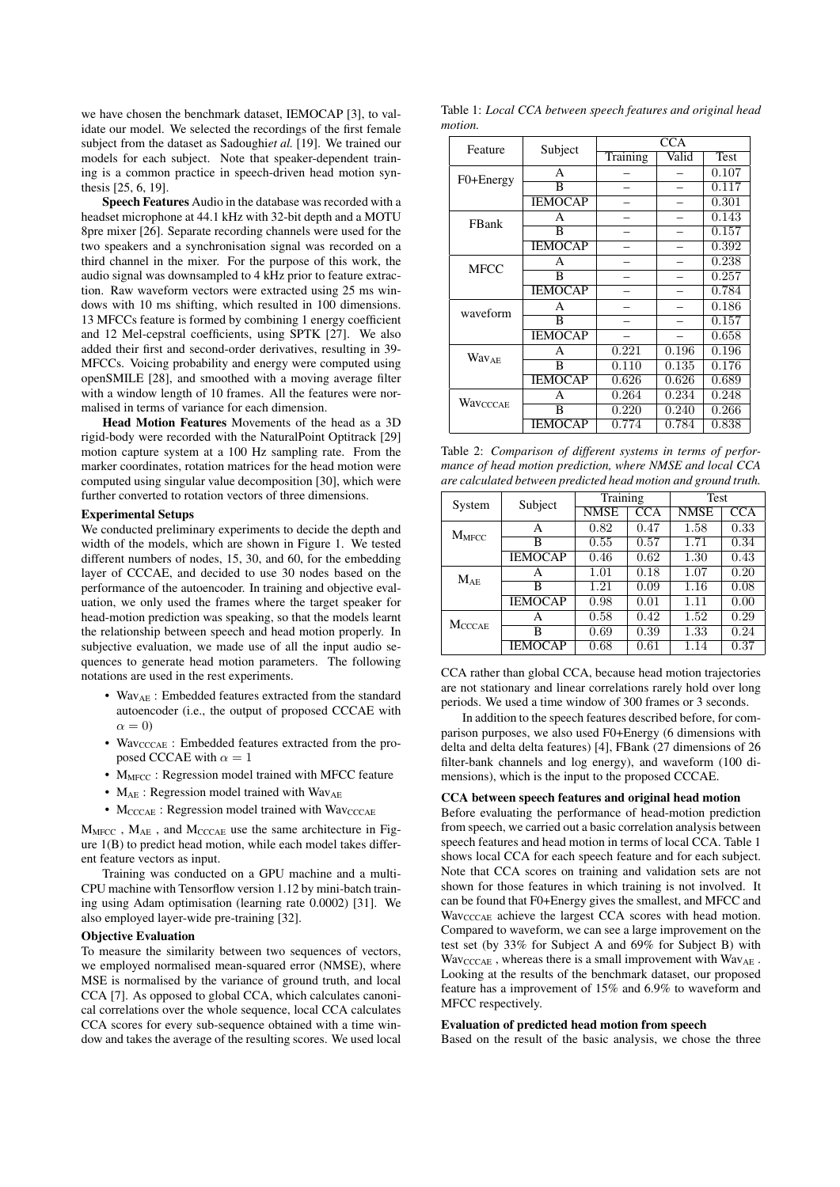we have chosen the benchmark dataset, IEMOCAP [3], to validate our model. We selected the recordings of the first female subject from the dataset as Sadoughi*et al.* [19]. We trained our models for each subject. Note that speaker-dependent training is a common practice in speech-driven head motion synthesis [25, 6, 19].

**Speech Features** Audio in the database was recorded with a headset microphone at 44.1 kHz with 32-bit depth and a MOTU 8pre mixer [26]. Separate recording channels were used for the two speakers and a synchronisation signal was recorded on a third channel in the mixer. For the purpose of this work, the audio signal was downsampled to 4 kHz prior to feature extraction. Raw waveform vectors were extracted using 25 ms windows with 10 ms shifting, which resulted in 100 dimensions. 13 MFCCs feature is formed by combining 1 energy coefficient and 12 Mel-cepstral coefficients, using SPTK [27]. We also added their first and second-order derivatives, resulting in 39-MFCCs. Voicing probability and energy were computed using openSMILE [28], and smoothed with a moving average filter with a window length of 10 frames. All the features were normalised in terms of variance for each dimension.

**Head Motion Features** Movements of the head as a 3D rigid-body were recorded with the NaturalPoint Optitrack [29] motion capture system at a 100 Hz sampling rate. From the marker coordinates, rotation matrices for the head motion were computed using singular value decomposition [30], which were further converted to rotation vectors of three dimensions.

### Experimental Setups

We conducted preliminary experiments to decide the depth and width of the models, which are shown in Figure 1. We tested different numbers of nodes, 15, 30, and 60, for the embedding layer of CCCAE, and decided to use 30 nodes based on the performance of the autoencoder. In training and objective evaluation, we only used the frames where the target speaker for head-motion prediction was speaking, so that the models learnt the relationship between speech and head motion properly. In subjective evaluation, we made use of all the input audio sequences to generate head motion parameters. The following notations are used in the rest experiments.

- $\mathrm{Wav_{AE}}$ : Embedded features extracted from the standard autoencoder (i.e., the output of proposed CCCAE with $\alpha = 0$)
- $\mathrm{Wav_{CCCAE}}$ : Embedded features extracted from the proposed CCCAE with $\alpha = 1$
- $\mathrm{M_{MFCC}}$ : Regression model trained with MFCC feature
- $\mathrm{M_{AE}}$ : Regression model trained with $\mathrm{Wav_{AE}}$
- $\mathrm{M_{CCCAE}}$ : Regression model trained with $\mathrm{Wav_{CCCAE}}$

$\mathrm{M_{MFCC}}$ , $\mathrm{M_{AE}}$ , and $\mathrm{M_{CCCAE}}$ use the same architecture in Figure 1(B) to predict head motion, while each model takes different feature vectors as input.

Training was conducted on a GPU machine and a multi-CPU machine with Tensorflow version 1.12 by mini-batch training using Adam optimisation (learning rate 0.0002) [31]. We also employed layer-wide pre-training [32].

### Objective Evaluation

To measure the similarity between two sequences of vectors, we employed normalised mean-squared error (NMSE), where MSE is normalised by the variance of ground truth, and local CCA [7]. As opposed to global CCA, which calculates canonical correlations over the whole sequence, local CCA calculates CCA scores for every sub-sequence obtained with a time window and takes the average of the resulting scores. We used local CCA rather than global CCA, because head motion trajectories are not stationary and linear correlations rarely hold over long periods. We used a time window of 300 frames or 3 seconds.

In addition to the speech features described before, for comparison purposes, we also used F0+Energy (6 dimensions with delta and delta delta features) [4], FBank (27 dimensions of 26 filter-bank channels and log energy), and waveform (100 dimensions), which is the input to the proposed CCCAE.

Table 1: *Local CCA between speech features and original head motion.*

| Feature | Subject | CCA | | |
|---|---|---|---|---|
| | | Training | Valid | Test |
| F0+Energy | A | – | – | 0.107 |
| | B | – | – | 0.117 |
| | IEMOCAP | – | – | 0.301 |
| FBank | A | – | – | 0.143 |
| | B | – | – | 0.157 |
| | IEMOCAP | – | – | 0.392 |
| MFCC | A | – | – | 0.238 |
| | B | – | – | 0.257 |
| | IEMOCAP | – | – | 0.784 |
| waveform | A | – | – | 0.186 |
| | B | – | – | 0.157 |
| | IEMOCAP | – | – | 0.658 |
| $\mathrm{Wav_{AE}}$ | A | 0.221 | 0.196 | 0.196 |
| | B | 0.110 | 0.135 | 0.176 |
| | IEMOCAP | 0.626 | 0.626 | 0.689 |
| $\mathrm{Wav_{CCCAE}}$ | A | 0.264 | 0.234 | 0.248 |
| | B | 0.220 | 0.240 | 0.266 |
| | IEMOCAP | 0.774 | 0.784 | 0.838 |

Table 2: *Comparison of different systems in terms of performance of head motion prediction, where NMSE and local CCA are calculated between predicted head motion and ground truth.*

| System | Subject | Training | | Test | |
|---|---|---|---|---|---|
| | | NMSE | CCA | NMSE | CCA |
| $\mathrm{M_{MFCC}}$ | A | 0.82 | 0.47 | 1.58 | 0.33 |
| | B | 0.55 | 0.57 | 1.71 | 0.34 |
| | IEMOCAP | 0.46 | 0.62 | 1.30 | 0.43 |
| $\mathrm{M_{AE}}$ | A | 1.01 | 0.18 | 1.07 | 0.20 |
| | B | 1.21 | 0.09 | 1.16 | 0.08 |
| | IEMOCAP | 0.98 | 0.01 | 1.11 | 0.00 |
| $\mathrm{M_{CCCAE}}$ | A | 0.58 | 0.42 | 1.52 | 0.29 |
| | B | 0.69 | 0.39 | 1.33 | 0.24 |
| | IEMOCAP | 0.68 | 0.61 | 1.14 | 0.37 |

### CCA between speech features and original head motion

Before evaluating the performance of head-motion prediction from speech, we carried out a basic correlation analysis between speech features and head motion in terms of local CCA. Table 1 shows local CCA for each speech feature and for each subject. Note that CCA scores on training and validation sets are not shown for those features in which training is not involved. It can be found that F0+Energy gives the smallest, and MFCC and $\mathrm{Wav_{CCCAE}}$ achieve the largest CCA scores with head motion. Compared to waveform, we can see a large improvement on the test set (by 33% for Subject A and 69% for Subject B) with $\mathrm{Wav_{CCCAE}}$ , whereas there is a small improvement with $\mathrm{Wav_{AE}}$ . Looking at the results of the benchmark dataset, our proposed feature has a improvement of 15% and 6.9% to waveform and MFCC respectively.

### Evaluation of predicted head motion from speech

Based on the result of the basic analysis, we chose the three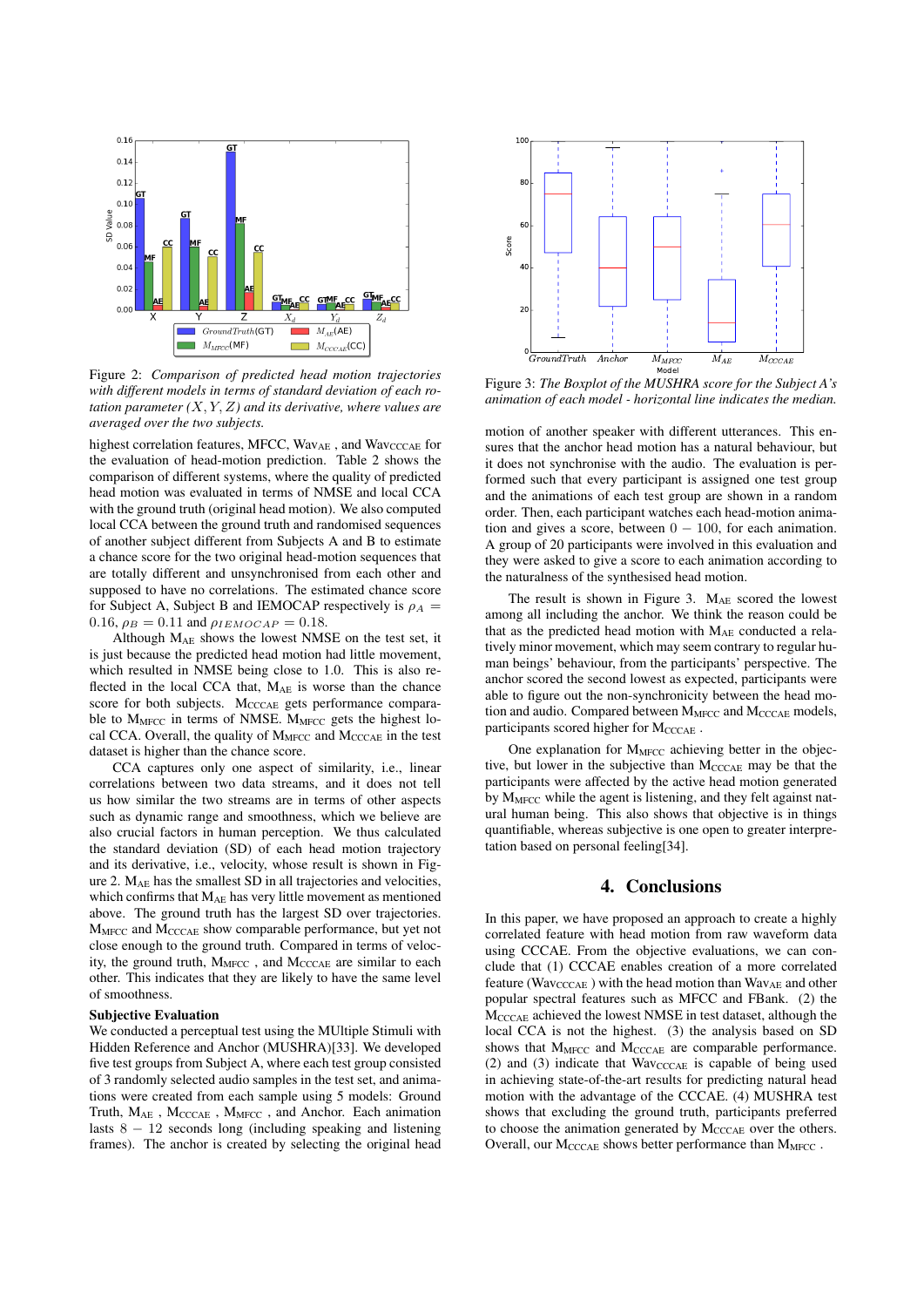*Figure 2: Comparison of predicted head motion trajectories with different models in terms of standard deviation of each rotation parameter $(X, Y, Z)$ and its derivative, where values are averaged over the two subjects.*

highest correlation features, MFCC, $\text{Wav}_{\text{AE}}$ , and $\text{Wav}_{\text{CCCAE}}$ for the evaluation of head-motion prediction. Table 2 shows the comparison of different systems, where the quality of predicted head motion was evaluated in terms of NMSE and local CCA with the ground truth (original head motion). We also computed local CCA between the ground truth and randomised sequences of another subject different from Subjects A and B to estimate a chance score for the two original head-motion sequences that are totally different and unsynchronised from each other and supposed to have no correlations. The estimated chance score for Subject A, Subject B and IEMOCAP respectively is $\rho_A = 0.16$, $\rho_B = 0.11$ and $\rho_{IEMOCAP} = 0.18$.

Although $\text{M}_{\text{AE}}$ shows the lowest NMSE on the test set, it is just because the predicted head motion had little movement, which resulted in NMSE being close to 1.0. This is also reflected in the local CCA that, $\text{M}_{\text{AE}}$ is worse than the chance score for both subjects. $\text{M}_{\text{CCCAE}}$ gets performance comparable to $\text{M}_{\text{MFCC}}$ in terms of NMSE. $\text{M}_{\text{MFCC}}$ gets the highest local CCA. Overall, the quality of $\text{M}_{\text{MFCC}}$ and $\text{M}_{\text{CCCAE}}$ in the test dataset is higher than the chance score.

CCA captures only one aspect of similarity, i.e., linear correlations between two data streams, and it does not tell us how similar the two streams are in terms of other aspects such as dynamic range and smoothness, which we believe are also crucial factors in human perception. We thus calculated the standard deviation (SD) of each head motion trajectory and its derivative, i.e., velocity, whose result is shown in Figure 2. $\text{M}_{\text{AE}}$ has the smallest SD in all trajectories and velocities, which confirms that $\text{M}_{\text{AE}}$ has very little movement as mentioned above. The ground truth has the largest SD over trajectories. $\text{M}_{\text{MFCC}}$ and $\text{M}_{\text{CCCAE}}$ show comparable performance, but yet not close enough to the ground truth. Compared in terms of velocity, the ground truth, $\text{M}_{\text{MFCC}}$ , and $\text{M}_{\text{CCCAE}}$ are similar to each other. This indicates that they are likely to have the same level of smoothness.

**Subjective Evaluation**

We conducted a perceptual test using the MUltiple Stimuli with Hidden Reference and Anchor (MUSHRA)[33]. We developed five test groups from Subject A, where each test group consisted of 3 randomly selected audio samples in the test set, and animations were created from each sample using 5 models: Ground Truth, $\text{M}_{\text{AE}}$ , $\text{M}_{\text{CCCAE}}$ , $\text{M}_{\text{MFCC}}$ , and Anchor. Each animation lasts $8 - 12$ seconds long (including speaking and listening frames). The anchor is created by selecting the original head motion of another speaker with different utterances. This ensures that the anchor head motion has a natural behaviour, but it does not synchronise with the audio. The evaluation is performed such that every participant is assigned one test group and the animations of each test group are shown in a random order. Then, each participant watches each head-motion animation and gives a score, between $0 - 100$, for each animation. A group of 20 participants were involved in this evaluation and they were asked to give a score to each animation according to the naturalness of the synthesised head motion.

*Figure 3: The Boxplot of the MUSHRA score for the Subject A's animation of each model - horizontal line indicates the median.*

The result is shown in Figure 3. $\text{M}_{\text{AE}}$ scored the lowest among all including the anchor. We think the reason could be that as the predicted head motion with $\text{M}_{\text{AE}}$ conducted a relatively minor movement, which may seem contrary to regular human beings' behaviour, from the participants' perspective. The anchor scored the second lowest as expected, participants were able to figure out the non-synchronicity between the head motion and audio. Compared between $\text{M}_{\text{MFCC}}$ and $\text{M}_{\text{CCCAE}}$ models, participants scored higher for $\text{M}_{\text{CCCAE}}$ .

One explanation for $\text{M}_{\text{MFCC}}$ achieving better in the objective, but lower in the subjective than $\text{M}_{\text{CCCAE}}$ may be that the participants were affected by the active head motion generated by $\text{M}_{\text{MFCC}}$ while the agent is listening, and they felt against natural human being. This also shows that objective is in things quantifiable, whereas subjective is one open to greater interpretation based on personal feeling[34].

## 4. Conclusions

In this paper, we have proposed an approach to create a highly correlated feature with head motion from raw waveform data using CCCAE. From the objective evaluations, we can conclude that (1) CCCAE enables creation of a more correlated feature ($\text{Wav}_{\text{CCCAE}}$ ) with the head motion than $\text{Wav}_{\text{AE}}$ and other popular spectral features such as MFCC and FBank. (2) the $\text{M}_{\text{CCCAE}}$ achieved the lowest NMSE in test dataset, although the local CCA is not the highest. (3) the analysis based on SD shows that $\text{M}_{\text{MFCC}}$ and $\text{M}_{\text{CCCAE}}$ are comparable performance. (2) and (3) indicate that $\text{Wav}_{\text{CCCAE}}$ is capable of being used in achieving state-of-the-art results for predicting natural head motion with the advantage of the CCCAE. (4) MUSHRA test shows that excluding the ground truth, participants preferred to choose the animation generated by $\text{M}_{\text{CCCAE}}$ over the others. Overall, our $\text{M}_{\text{CCCAE}}$ shows better performance than $\text{M}_{\text{MFCC}}$ .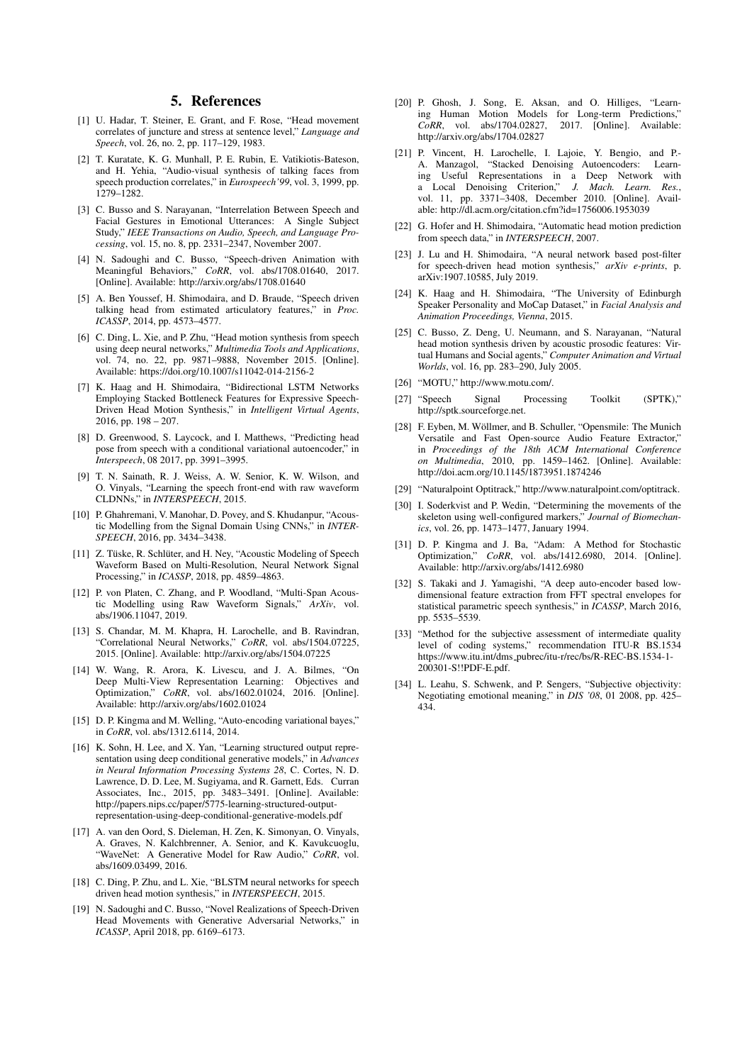## 5. References

[1] U. Hadar, T. Steiner, E. Grant, and F. Rose, "Head movement correlates of juncture and stress at sentence level," *Language and Speech*, vol. 26, no. 2, pp. 117–129, 1983.

[2] T. Kuratate, K. G. Munhall, P. E. Rubin, E. Vatikiotis-Bateson, and H. Yehia, "Audio-visual synthesis of talking faces from speech production correlates," in *Eurospeech'99*, vol. 3, 1999, pp. 1279–1282.

[3] C. Busso and S. Narayanan, "Interrelation Between Speech and Facial Gestures in Emotional Utterances: A Single Subject Study," *IEEE Transactions on Audio, Speech, and Language Processing*, vol. 15, no. 8, pp. 2331–2347, November 2007.

[4] N. Sadoughi and C. Busso, "Speech-driven Animation with Meaningful Behaviors," *CoRR*, vol. abs/1708.01640, 2017. [Online]. Available: http://arxiv.org/abs/1708.01640

[5] A. Ben Youssef, H. Shimodaira, and D. Braude, "Speech driven talking head from estimated articulatory features," in *Proc. ICASSP*, 2014, pp. 4573–4577.

[6] C. Ding, L. Xie, and P. Zhu, "Head motion synthesis from speech using deep neural networks," *Multimedia Tools and Applications*, vol. 74, no. 22, pp. 9871–9888, November 2015. [Online]. Available: https://doi.org/10.1007/s11042-014-2156-2

[7] K. Haag and H. Shimodaira, "Bidirectional LSTM Networks Employing Stacked Bottleneck Features for Expressive Speech-Driven Head Motion Synthesis," in *Intelligent Virtual Agents*, 2016, pp. 198 – 207.

[8] D. Greenwood, S. Laycock, and I. Matthews, "Predicting head pose from speech with a conditional variational autoencoder," in *Interspeech*, 08 2017, pp. 3991–3995.

[9] T. N. Sainath, R. J. Weiss, A. W. Senior, K. W. Wilson, and O. Vinyals, "Learning the speech front-end with raw waveform CLDNNs," in *INTERSPEECH*, 2015.

[10] P. Ghahremani, V. Manohar, D. Povey, and S. Khudanpur, "Acoustic Modelling from the Signal Domain Using CNNs," in *INTERSPEECH*, 2016, pp. 3434–3438.

[11] Z. Tüske, R. Schlüter, and H. Ney, "Acoustic Modeling of Speech Waveform Based on Multi-Resolution, Neural Network Signal Processing," in *ICASSP*, 2018, pp. 4859–4863.

[12] P. von Platen, C. Zhang, and P. Woodland, "Multi-Span Acoustic Modelling using Raw Waveform Signals," *ArXiv*, vol. abs/1906.11047, 2019.

[13] S. Chandar, M. M. Khapra, H. Larochelle, and B. Ravindran, "Correlational Neural Networks," *CoRR*, vol. abs/1504.07225, 2015. [Online]. Available: http://arxiv.org/abs/1504.07225

[14] W. Wang, R. Arora, K. Livescu, and J. A. Bilmes, "On Deep Multi-View Representation Learning: Objectives and Optimization," *CoRR*, vol. abs/1602.01024, 2016. [Online]. Available: http://arxiv.org/abs/1602.01024

[15] D. P. Kingma and M. Welling, "Auto-encoding variational bayes," in *CoRR*, vol. abs/1312.6114, 2014.

[16] K. Sohn, H. Lee, and X. Yan, "Learning structured output representation using deep conditional generative models," in *Advances in Neural Information Processing Systems 28*, C. Cortes, N. D. Lawrence, D. D. Lee, M. Sugiyama, and R. Garnett, Eds. Curran Associates, Inc., 2015, pp. 3483–3491. [Online]. Available: http://papers.nips.cc/paper/5775-learning-structured-output-representation-using-deep-conditional-generative-models.pdf

[17] A. van den Oord, S. Dieleman, H. Zen, K. Simonyan, O. Vinyals, A. Graves, N. Kalchbrenner, A. Senior, and K. Kavukcuoglu, "WaveNet: A Generative Model for Raw Audio," *CoRR*, vol. abs/1609.03499, 2016.

[18] C. Ding, P. Zhu, and L. Xie, "BLSTM neural networks for speech driven head motion synthesis," in *INTERSPEECH*, 2015.

[19] N. Sadoughi and C. Busso, "Novel Realizations of Speech-Driven Head Movements with Generative Adversarial Networks," in *ICASSP*, April 2018, pp. 6169–6173.

[20] P. Ghosh, J. Song, E. Aksan, and O. Hilliges, "Learning Human Motion Models for Long-term Predictions," *CoRR*, vol. abs/1704.02827, 2017. [Online]. Available: http://arxiv.org/abs/1704.02827

[21] P. Vincent, H. Larochelle, I. Lajoie, Y. Bengio, and P.-A. Manzagol, "Stacked Denoising Autoencoders: Learning Useful Representations in a Deep Network with a Local Denoising Criterion," *J. Mach. Learn. Res.*, vol. 11, pp. 3371–3408, December 2010. [Online]. Available: http://dl.acm.org/citation.cfm?id=1756006.1953039

[22] G. Hofer and H. Shimodaira, "Automatic head motion prediction from speech data," in *INTERSPEECH*, 2007.

[23] J. Lu and H. Shimodaira, "A neural network based post-filter for speech-driven head motion synthesis," *arXiv e-prints*, p. arXiv:1907.10585, July 2019.

[24] K. Haag and H. Shimodaira, "The University of Edinburgh Speaker Personality and MoCap Dataset," in *Facial Analysis and Animation Proceedings, Vienna*, 2015.

[25] C. Busso, Z. Deng, U. Neumann, and S. Narayanan, "Natural head motion synthesis driven by acoustic prosodic features: Virtual Humans and Social agents," *Computer Animation and Virtual Worlds*, vol. 16, pp. 283–290, July 2005.

[26] "MOTU," http://www.motu.com/.

[27] "Speech Signal Processing Toolkit (SPTK)," http://sptk.sourceforge.net.

[28] F. Eyben, M. Wöllmer, and B. Schuller, "Opensmile: The Munich Versatile and Fast Open-source Audio Feature Extractor," in *Proceedings of the 18th ACM International Conference on Multimedia*, 2010, pp. 1459–1462. [Online]. Available: http://doi.acm.org/10.1145/1873951.1874246

[29] "Naturalpoint Optitrack," http://www.naturalpoint.com/optitrack.

[30] I. Soderkvist and P. Wedin, "Determining the movements of the skeleton using well-configured markers," *Journal of Biomechanics*, vol. 26, pp. 1473–1477, January 1994.

[31] D. P. Kingma and J. Ba, "Adam: A Method for Stochastic Optimization," *CoRR*, vol. abs/1412.6980, 2014. [Online]. Available: http://arxiv.org/abs/1412.6980

[32] S. Takaki and J. Yamagishi, "A deep auto-encoder based low-dimensional feature extraction from FFT spectral envelopes for statistical parametric speech synthesis," in *ICASSP*, March 2016, pp. 5535–5539.

[33] "Method for the subjective assessment of intermediate quality level of coding systems," recommendation ITU-R BS.1534 https://www.itu.int/dms_pubrec/itu-r/rec/bs/R-REC-BS.1534-1-200301-S!!PDF-E.pdf.

[34] L. Leahu, S. Schwenk, and P. Sengers, "Subjective objectivity: Negotiating emotional meaning," in *DIS '08*, 01 2008, pp. 425–434.